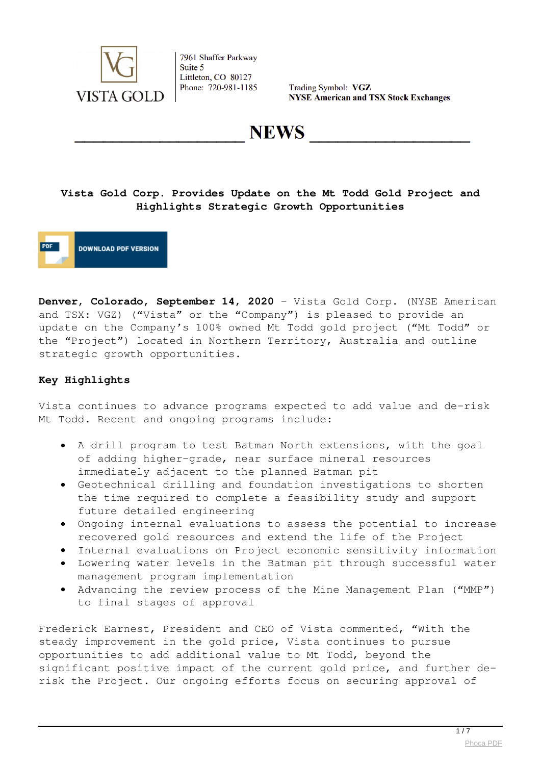VISTA GOLD

7961 Shaffer Parkway
Suite 5
Littleton, CO 80127
Phone: 720-981-1185

Trading Symbol: **VGZ**
**NYSE American and TSX Stock Exchanges**

# NEWS

## Vista Gold Corp. Provides Update on the Mt Todd Gold Project and Highlights Strategic Growth Opportunities

**Denver, Colorado, September 14, 2020** – Vista Gold Corp. (NYSE American and TSX: VGZ) ("Vista" or the "Company") is pleased to provide an update on the Company's 100% owned Mt Todd gold project ("Mt Todd" or the "Project") located in Northern Territory, Australia and outline strategic growth opportunities.

**Key Highlights**

Vista continues to advance programs expected to add value and de-risk Mt Todd. Recent and ongoing programs include:

- A drill program to test Batman North extensions, with the goal of adding higher-grade, near surface mineral resources immediately adjacent to the planned Batman pit
- Geotechnical drilling and foundation investigations to shorten the time required to complete a feasibility study and support future detailed engineering
- Ongoing internal evaluations to assess the potential to increase recovered gold resources and extend the life of the Project
- Internal evaluations on Project economic sensitivity information
- Lowering water levels in the Batman pit through successful water management program implementation
- Advancing the review process of the Mine Management Plan ("MMP") to final stages of approval

Frederick Earnest, President and CEO of Vista commented, "With the steady improvement in the gold price, Vista continues to pursue opportunities to add additional value to Mt Todd, beyond the significant positive impact of the current gold price, and further de-risk the Project. Our ongoing efforts focus on securing approval of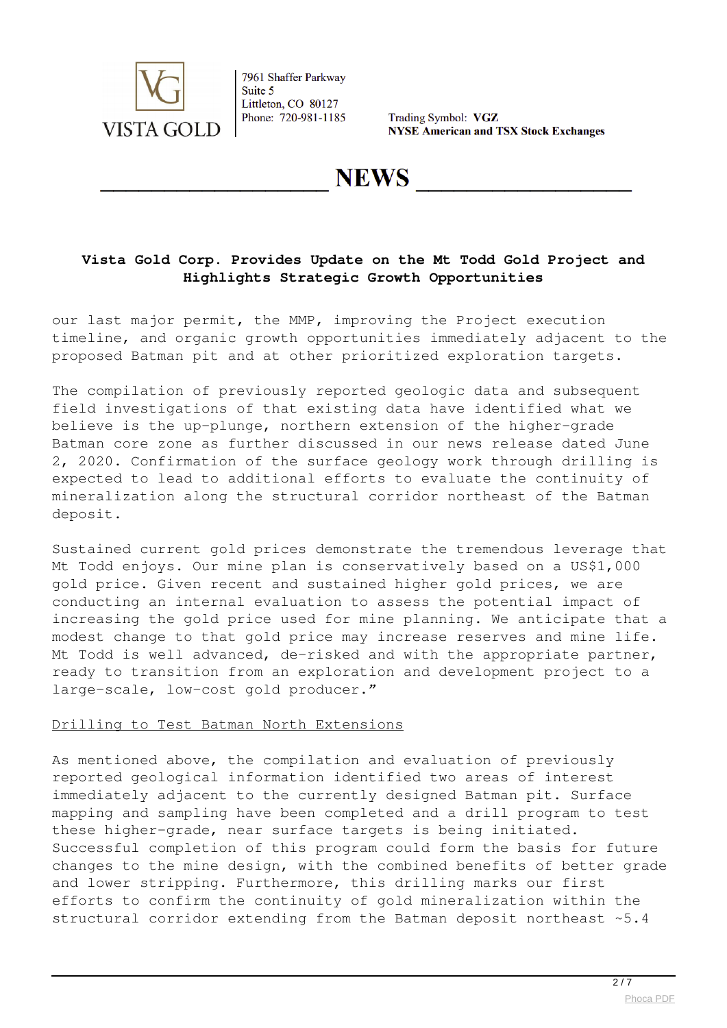our last major permit, the MMP, improving the Project execution timeline, and organic growth opportunities immediately adjacent to the proposed Batman pit and at other prioritized exploration targets.

The compilation of previously reported geologic data and subsequent field investigations of that existing data have identified what we believe is the up-plunge, northern extension of the higher-grade Batman core zone as further discussed in our news release dated June 2, 2020. Confirmation of the surface geology work through drilling is expected to lead to additional efforts to evaluate the continuity of mineralization along the structural corridor northeast of the Batman deposit.

Sustained current gold prices demonstrate the tremendous leverage that Mt Todd enjoys. Our mine plan is conservatively based on a US$1,000 gold price. Given recent and sustained higher gold prices, we are conducting an internal evaluation to assess the potential impact of increasing the gold price used for mine planning. We anticipate that a modest change to that gold price may increase reserves and mine life. Mt Todd is well advanced, de-risked and with the appropriate partner, ready to transition from an exploration and development project to a large-scale, low-cost gold producer."

Drilling to Test Batman North Extensions

As mentioned above, the compilation and evaluation of previously reported geological information identified two areas of interest immediately adjacent to the currently designed Batman pit. Surface mapping and sampling have been completed and a drill program to test these higher-grade, near surface targets is being initiated. Successful completion of this program could form the basis for future changes to the mine design, with the combined benefits of better grade and lower stripping. Furthermore, this drilling marks our first efforts to confirm the continuity of gold mineralization within the structural corridor extending from the Batman deposit northeast ~5.4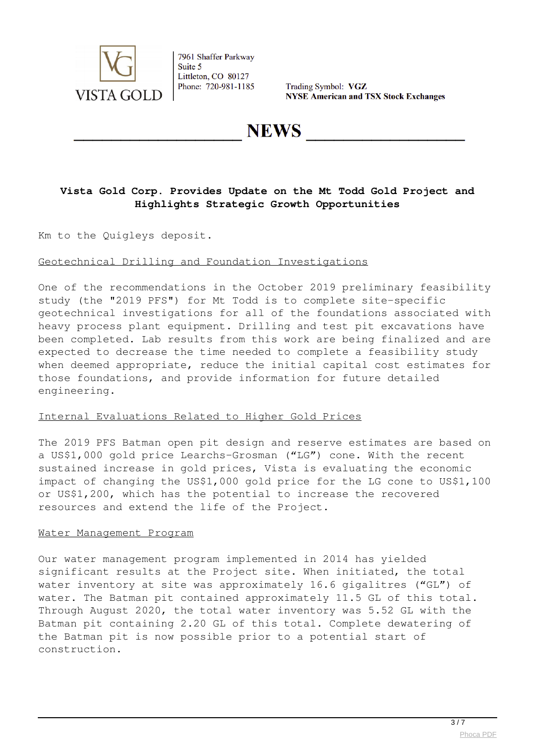**Vista Gold Corp. Provides Update on the Mt Todd Gold Project and Highlights Strategic Growth Opportunities**

Km to the Quigleys deposit.

Geotechnical Drilling and Foundation Investigations

One of the recommendations in the October 2019 preliminary feasibility study (the "2019 PFS") for Mt Todd is to complete site-specific geotechnical investigations for all of the foundations associated with heavy process plant equipment. Drilling and test pit excavations have been completed. Lab results from this work are being finalized and are expected to decrease the time needed to complete a feasibility study when deemed appropriate, reduce the initial capital cost estimates for those foundations, and provide information for future detailed engineering.

Internal Evaluations Related to Higher Gold Prices

The 2019 PFS Batman open pit design and reserve estimates are based on a US$1,000 gold price Learchs-Grosman (“LG”) cone. With the recent sustained increase in gold prices, Vista is evaluating the economic impact of changing the US$1,000 gold price for the LG cone to US$1,100 or US$1,200, which has the potential to increase the recovered resources and extend the life of the Project.

Water Management Program

Our water management program implemented in 2014 has yielded significant results at the Project site. When initiated, the total water inventory at site was approximately 16.6 gigalitres (“GL”) of water. The Batman pit contained approximately 11.5 GL of this total. Through August 2020, the total water inventory was 5.52 GL with the Batman pit containing 2.20 GL of this total. Complete dewatering of the Batman pit is now possible prior to a potential start of construction.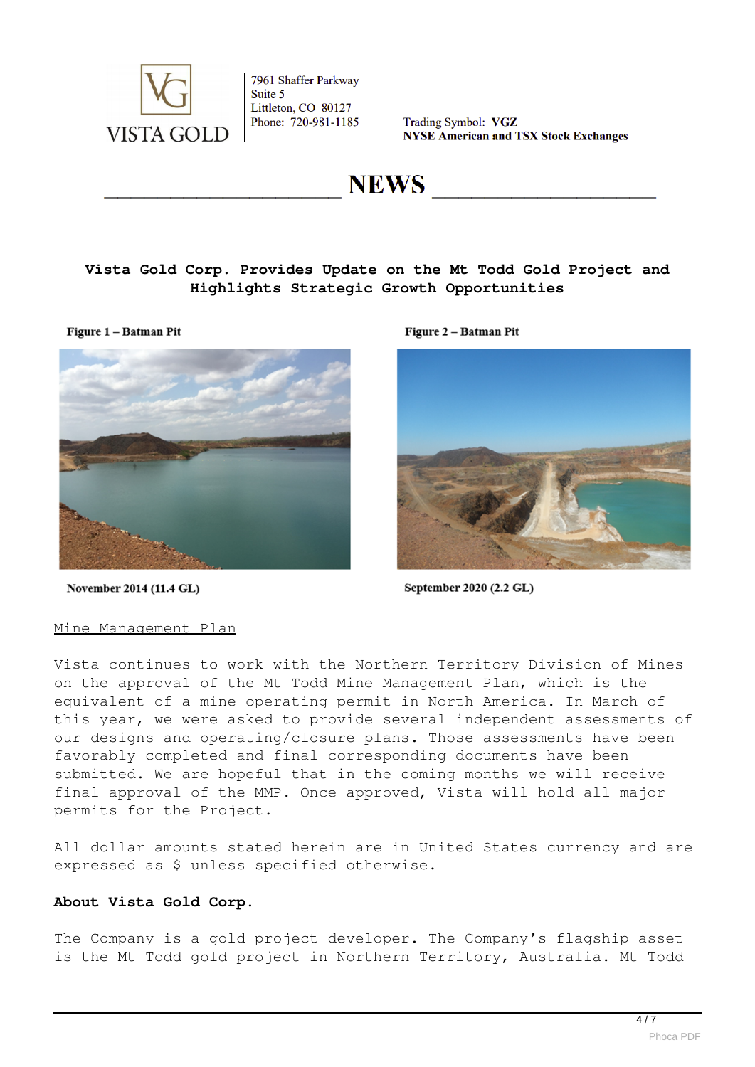# Vista Gold Corp. Provides Update on the Mt Todd Gold Project and Highlights Strategic Growth Opportunities

**Figure 1 – Batman Pit**

November 2014 (11.4 GL)

**Figure 2 – Batman Pit**

September 2020 (2.2 GL)

Mine Management Plan

Vista continues to work with the Northern Territory Division of Mines on the approval of the Mt Todd Mine Management Plan, which is the equivalent of a mine operating permit in North America. In March of this year, we were asked to provide several independent assessments of our designs and operating/closure plans. Those assessments have been favorably completed and final corresponding documents have been submitted. We are hopeful that in the coming months we will receive final approval of the MMP. Once approved, Vista will hold all major permits for the Project.

All dollar amounts stated herein are in United States currency and are expressed as $ unless specified otherwise.

**About Vista Gold Corp.**

The Company is a gold project developer. The Company's flagship asset is the Mt Todd gold project in Northern Territory, Australia. Mt Todd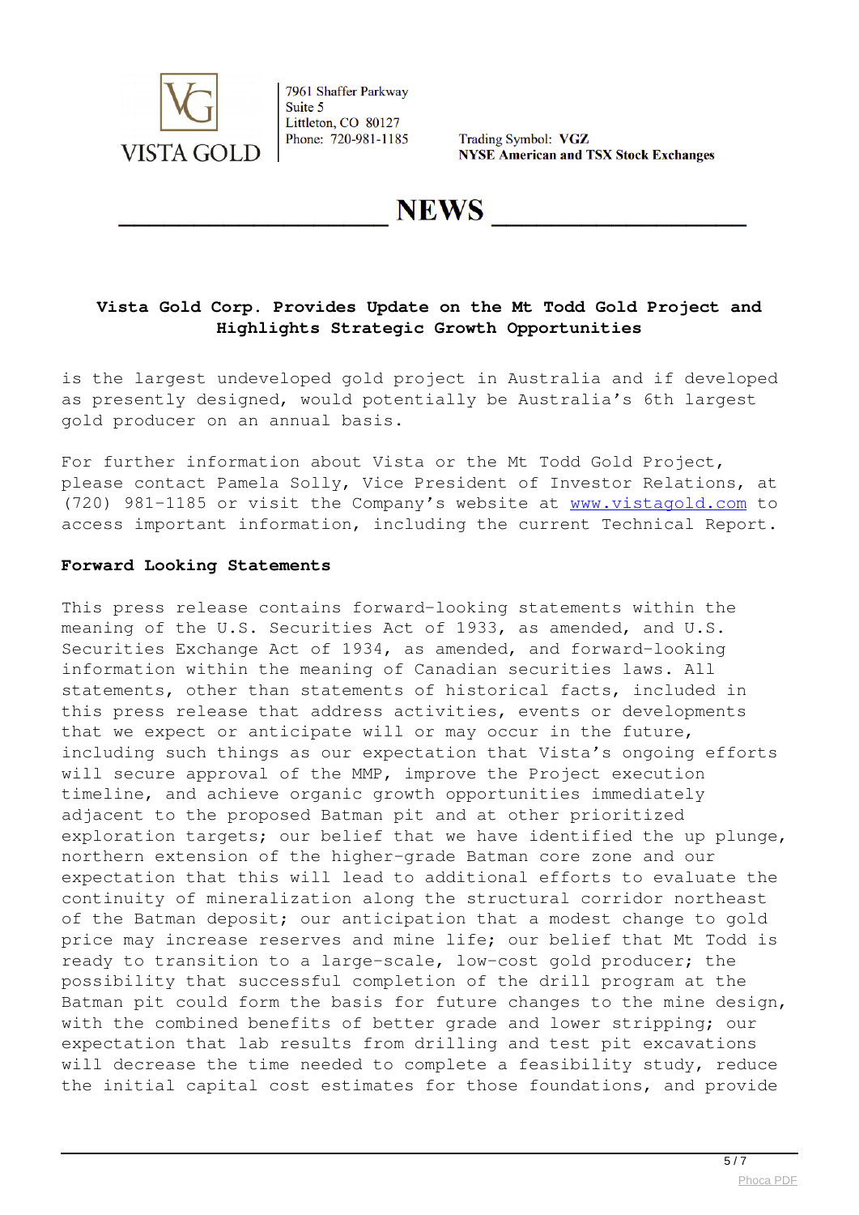# Vista Gold Corp. Provides Update on the Mt Todd Gold Project and Highlights Strategic Growth Opportunities

is the largest undeveloped gold project in Australia and if developed as presently designed, would potentially be Australia's 6th largest gold producer on an annual basis.

For further information about Vista or the Mt Todd Gold Project, please contact Pamela Solly, Vice President of Investor Relations, at (720) 981-1185 or visit the Company's website at [www.vistagold.com](http://www.vistagold.com) to access important information, including the current Technical Report.

**Forward Looking Statements**

This press release contains forward-looking statements within the meaning of the U.S. Securities Act of 1933, as amended, and U.S. Securities Exchange Act of 1934, as amended, and forward-looking information within the meaning of Canadian securities laws. All statements, other than statements of historical facts, included in this press release that address activities, events or developments that we expect or anticipate will or may occur in the future, including such things as our expectation that Vista's ongoing efforts will secure approval of the MMP, improve the Project execution timeline, and achieve organic growth opportunities immediately adjacent to the proposed Batman pit and at other prioritized exploration targets; our belief that we have identified the up plunge, northern extension of the higher-grade Batman core zone and our expectation that this will lead to additional efforts to evaluate the continuity of mineralization along the structural corridor northeast of the Batman deposit; our anticipation that a modest change to gold price may increase reserves and mine life; our belief that Mt Todd is ready to transition to a large-scale, low-cost gold producer; the possibility that successful completion of the drill program at the Batman pit could form the basis for future changes to the mine design, with the combined benefits of better grade and lower stripping; our expectation that lab results from drilling and test pit excavations will decrease the time needed to complete a feasibility study, reduce the initial capital cost estimates for those foundations, and provide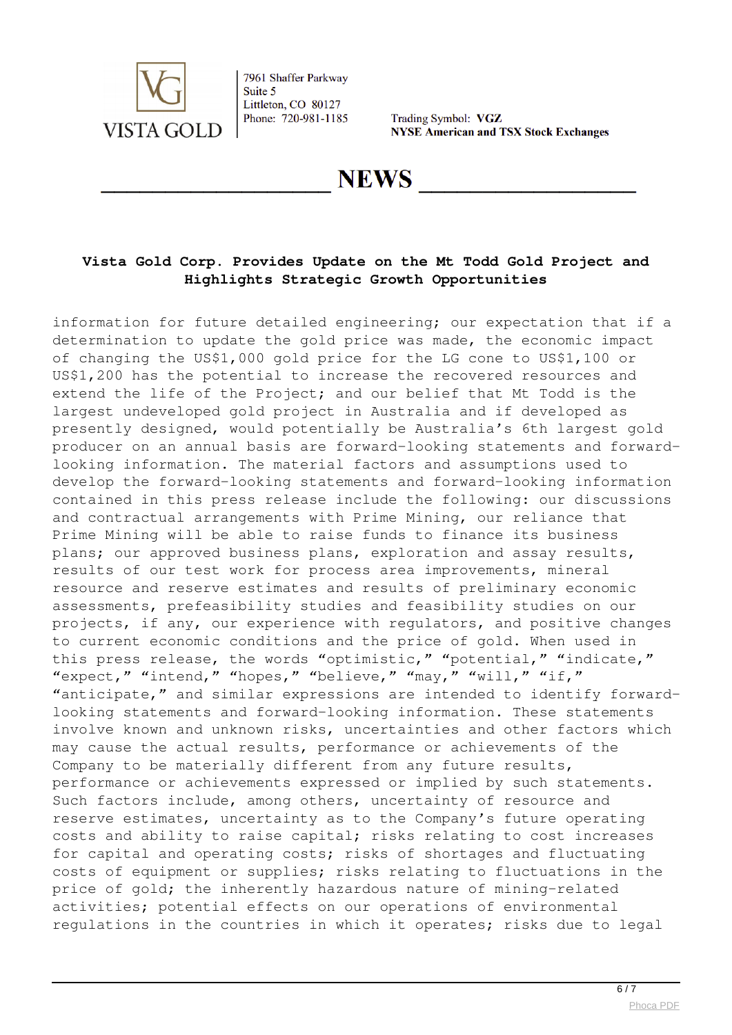information for future detailed engineering; our expectation that if a determination to update the gold price was made, the economic impact of changing the US$1,000 gold price for the LG cone to US$1,100 or US$1,200 has the potential to increase the recovered resources and extend the life of the Project; and our belief that Mt Todd is the largest undeveloped gold project in Australia and if developed as presently designed, would potentially be Australia's 6th largest gold producer on an annual basis are forward-looking statements and forward-looking information. The material factors and assumptions used to develop the forward-looking statements and forward-looking information contained in this press release include the following: our discussions and contractual arrangements with Prime Mining, our reliance that Prime Mining will be able to raise funds to finance its business plans; our approved business plans, exploration and assay results, results of our test work for process area improvements, mineral resource and reserve estimates and results of preliminary economic assessments, prefeasibility studies and feasibility studies on our projects, if any, our experience with regulators, and positive changes to current economic conditions and the price of gold. When used in this press release, the words "optimistic," "potential," "indicate," "expect," "intend," "hopes," "believe," "may," "will," "if," "anticipate," and similar expressions are intended to identify forward-looking statements and forward-looking information. These statements involve known and unknown risks, uncertainties and other factors which may cause the actual results, performance or achievements of the Company to be materially different from any future results, performance or achievements expressed or implied by such statements. Such factors include, among others, uncertainty of resource and reserve estimates, uncertainty as to the Company's future operating costs and ability to raise capital; risks relating to cost increases for capital and operating costs; risks of shortages and fluctuating costs of equipment or supplies; risks relating to fluctuations in the price of gold; the inherently hazardous nature of mining-related activities; potential effects on our operations of environmental regulations in the countries in which it operates; risks due to legal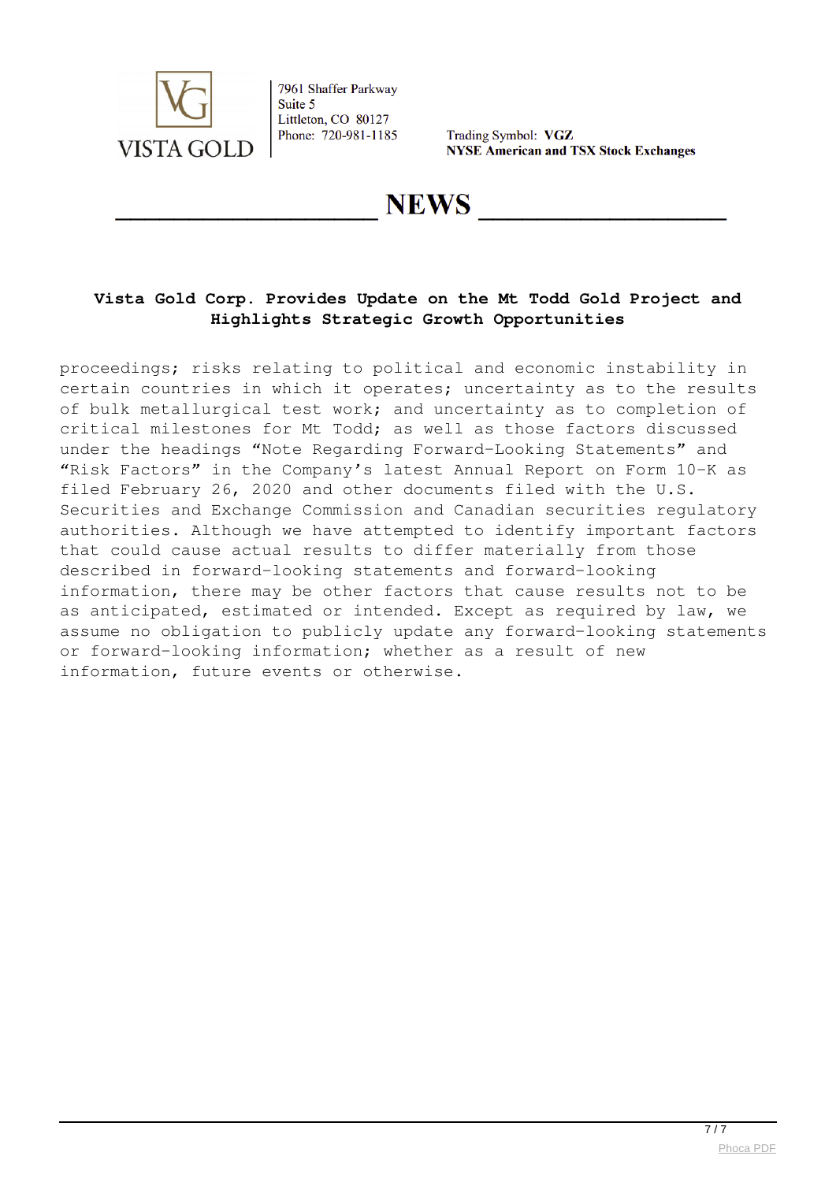# Vista Gold Corp. Provides Update on the Mt Todd Gold Project and Highlights Strategic Growth Opportunities

proceedings; risks relating to political and economic instability in certain countries in which it operates; uncertainty as to the results of bulk metallurgical test work; and uncertainty as to completion of critical milestones for Mt Todd; as well as those factors discussed under the headings "Note Regarding Forward-Looking Statements" and "Risk Factors" in the Company's latest Annual Report on Form 10-K as filed February 26, 2020 and other documents filed with the U.S. Securities and Exchange Commission and Canadian securities regulatory authorities. Although we have attempted to identify important factors that could cause actual results to differ materially from those described in forward-looking statements and forward-looking information, there may be other factors that cause results not to be as anticipated, estimated or intended. Except as required by law, we assume no obligation to publicly update any forward-looking statements or forward-looking information; whether as a result of new information, future events or otherwise.